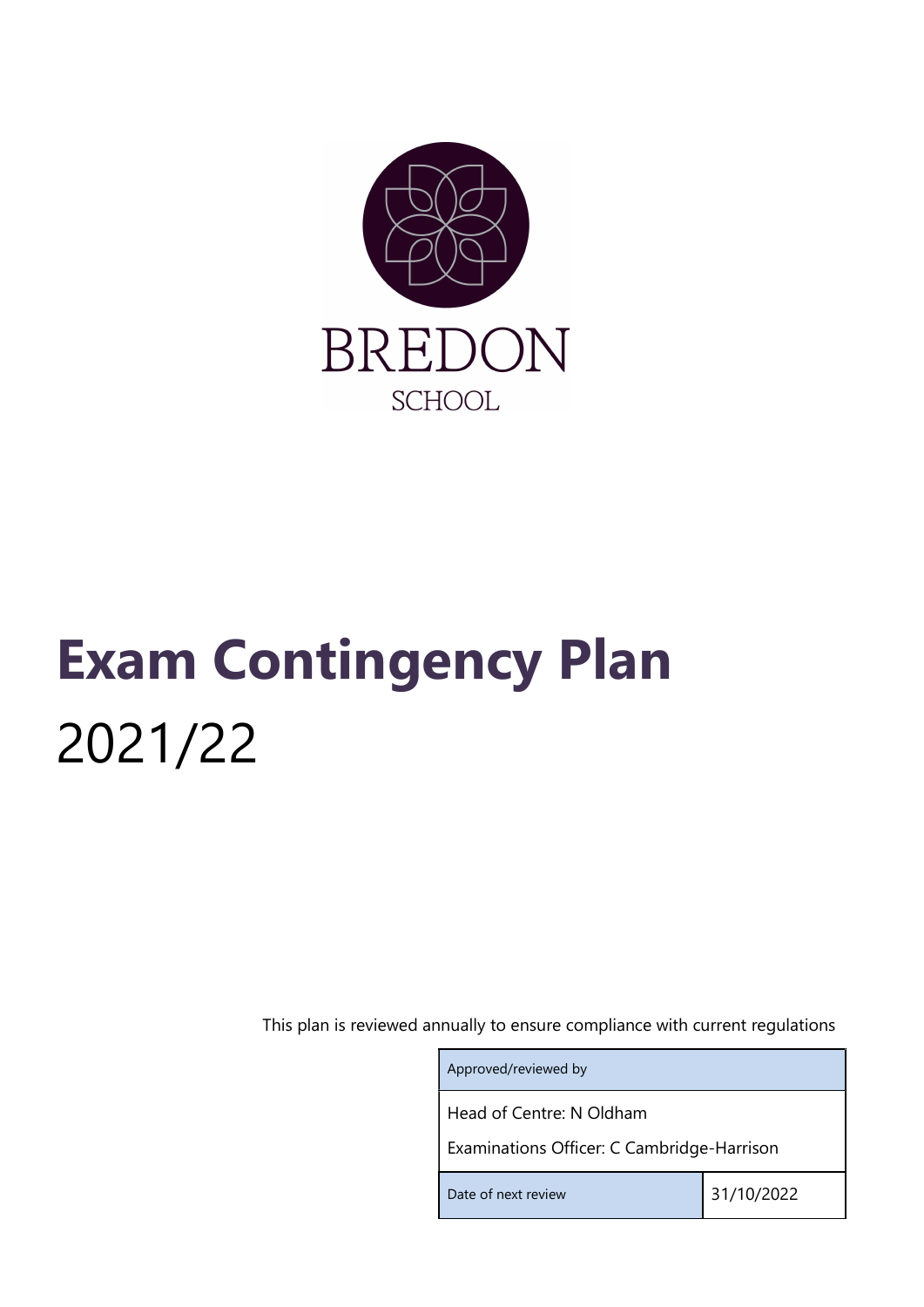BREDON

SCHOOL

# Exam Contingency Plan

2021/22

This plan is reviewed annually to ensure compliance with current regulations

| Approved/reviewed by | |
|---|---|
| Head of Centre: N Oldham<br>Examinations Officer: C Cambridge-Harrison | |
| Date of next review | 31/10/2022 |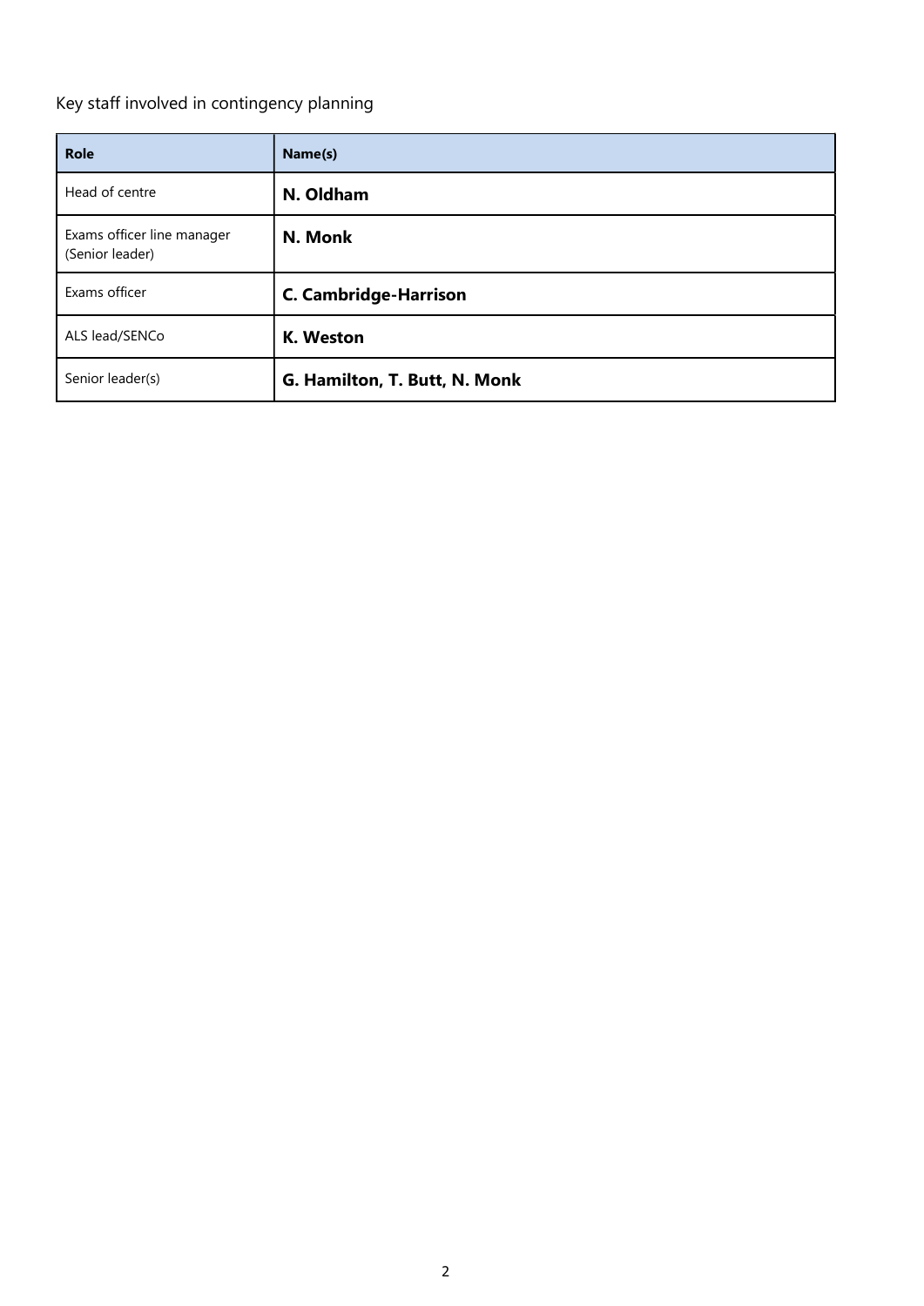Key staff involved in contingency planning

| **Role** | **Name(s)** |
| --- | --- |
| Head of centre | **N. Oldham** |
| Exams officer line manager (Senior leader) | **N. Monk** |
| Exams officer | **C. Cambridge-Harrison** |
| ALS lead/SENCo | **K. Weston** |
| Senior leader(s) | **G. Hamilton, T. Butt, N. Monk** |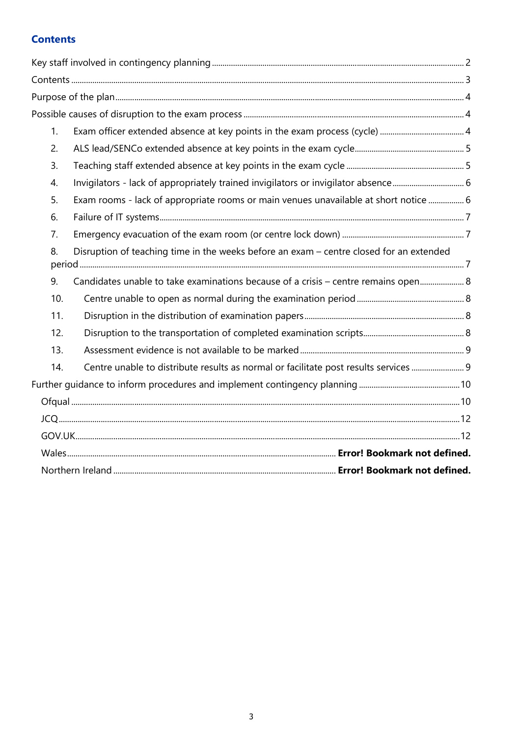## Contents

- Key staff involved in contingency planning ........ 2
- Contents ........ 3
- Purpose of the plan ........ 4
- Possible causes of disruption to the exam process ........ 4
  1. Exam officer extended absence at key points in the exam process (cycle) ........ 4
  2. ALS lead/SENCo extended absence at key points in the exam cycle ........ 5
  3. Teaching staff extended absence at key points in the exam cycle ........ 5
  4. Invigilators - lack of appropriately trained invigilators or invigilator absence ........ 6
  5. Exam rooms - lack of appropriate rooms or main venues unavailable at short notice ........ 6
  6. Failure of IT systems ........ 7
  7. Emergency evacuation of the exam room (or centre lock down) ........ 7
  8. Disruption of teaching time in the weeks before an exam – centre closed for an extended period ........ 7
  9. Candidates unable to take examinations because of a crisis – centre remains open ........ 8
  10. Centre unable to open as normal during the examination period ........ 8
  11. Disruption in the distribution of examination papers ........ 8
  12. Disruption to the transportation of completed examination scripts ........ 8
  13. Assessment evidence is not available to be marked ........ 9
  14. Centre unable to distribute results as normal or facilitate post results services ........ 9
- Further guidance to inform procedures and implement contingency planning ........ 10
  - Ofqual ........ 10
  - JCQ ........ 12
  - GOV.UK ........ 12
  - Wales ........ **Error! Bookmark not defined.**
  - Northern Ireland ........ **Error! Bookmark not defined.**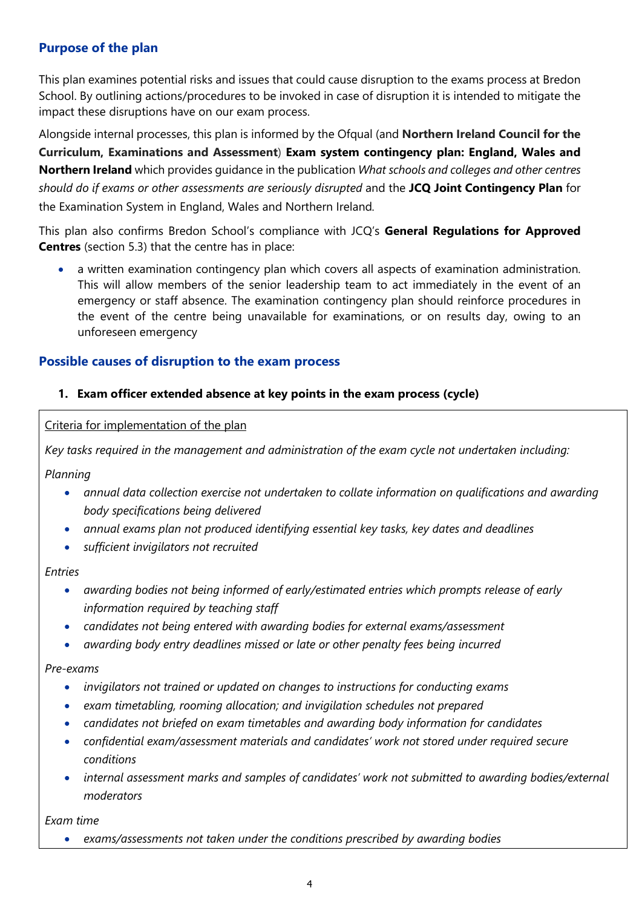## Purpose of the plan

This plan examines potential risks and issues that could cause disruption to the exams process at Bredon School. By outlining actions/procedures to be invoked in case of disruption it is intended to mitigate the impact these disruptions have on our exam process.

Alongside internal processes, this plan is informed by the Ofqual (and **Northern Ireland Council for the Curriculum, Examinations and Assessment**) **Exam system contingency plan: England, Wales and Northern Ireland** which provides guidance in the publication *What schools and colleges and other centres should do if exams or other assessments are seriously disrupted* and the **JCQ Joint Contingency Plan** for the Examination System in England, Wales and Northern Ireland.

This plan also confirms Bredon School's compliance with JCQ's **General Regulations for Approved Centres** (section 5.3) that the centre has in place:

- a written examination contingency plan which covers all aspects of examination administration. This will allow members of the senior leadership team to act immediately in the event of an emergency or staff absence. The examination contingency plan should reinforce procedures in the event of the centre being unavailable for examinations, or on results day, owing to an unforeseen emergency

## Possible causes of disruption to the exam process

### 1. Exam officer extended absence at key points in the exam process (cycle)

Criteria for implementation of the plan

*Key tasks required in the management and administration of the exam cycle not undertaken including:*

*Planning*

- *annual data collection exercise not undertaken to collate information on qualifications and awarding body specifications being delivered*
- *annual exams plan not produced identifying essential key tasks, key dates and deadlines*
- *sufficient invigilators not recruited*

*Entries*

- *awarding bodies not being informed of early/estimated entries which prompts release of early information required by teaching staff*
- *candidates not being entered with awarding bodies for external exams/assessment*
- *awarding body entry deadlines missed or late or other penalty fees being incurred*

*Pre-exams*

- *invigilators not trained or updated on changes to instructions for conducting exams*
- *exam timetabling, rooming allocation; and invigilation schedules not prepared*
- *candidates not briefed on exam timetables and awarding body information for candidates*
- *confidential exam/assessment materials and candidates' work not stored under required secure conditions*
- *internal assessment marks and samples of candidates' work not submitted to awarding bodies/external moderators*

*Exam time*

- *exams/assessments not taken under the conditions prescribed by awarding bodies*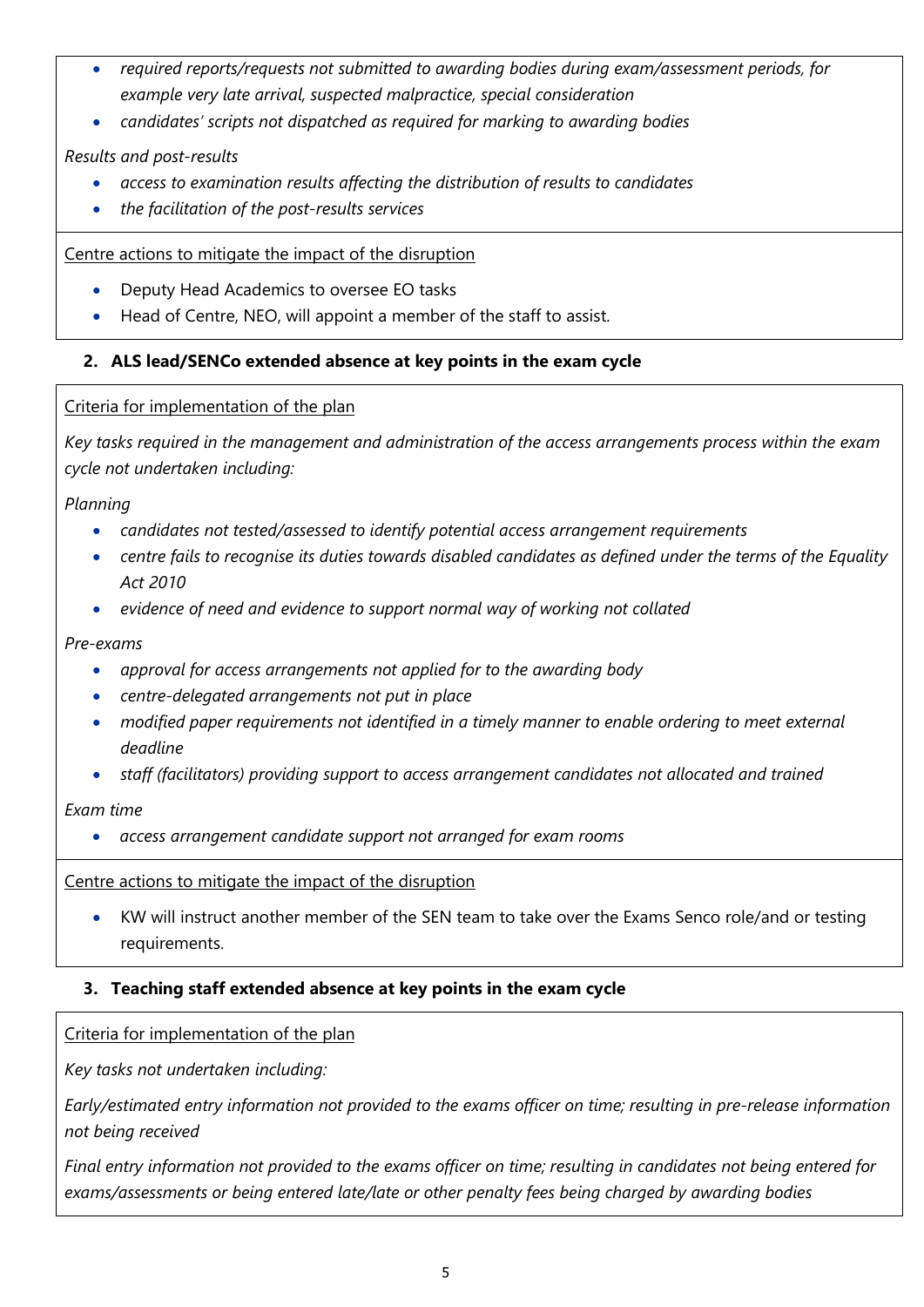- *required reports/requests not submitted to awarding bodies during exam/assessment periods, for example very late arrival, suspected malpractice, special consideration*
- *candidates' scripts not dispatched as required for marking to awarding bodies*

*Results and post-results*

- *access to examination results affecting the distribution of results to candidates*
- *the facilitation of the post-results services*

Centre actions to mitigate the impact of the disruption

- Deputy Head Academics to oversee EO tasks
- Head of Centre, NEO, will appoint a member of the staff to assist.

### 2. ALS lead/SENCo extended absence at key points in the exam cycle

Criteria for implementation of the plan

*Key tasks required in the management and administration of the access arrangements process within the exam cycle not undertaken including:*

*Planning*

- *candidates not tested/assessed to identify potential access arrangement requirements*
- *centre fails to recognise its duties towards disabled candidates as defined under the terms of the Equality Act 2010*
- *evidence of need and evidence to support normal way of working not collated*

*Pre-exams*

- *approval for access arrangements not applied for to the awarding body*
- *centre-delegated arrangements not put in place*
- *modified paper requirements not identified in a timely manner to enable ordering to meet external deadline*
- *staff (facilitators) providing support to access arrangement candidates not allocated and trained*

*Exam time*

- *access arrangement candidate support not arranged for exam rooms*

Centre actions to mitigate the impact of the disruption

- KW will instruct another member of the SEN team to take over the Exams Senco role/and or testing requirements.

### 3. Teaching staff extended absence at key points in the exam cycle

Criteria for implementation of the plan

*Key tasks not undertaken including:*

*Early/estimated entry information not provided to the exams officer on time; resulting in pre-release information not being received*

*Final entry information not provided to the exams officer on time; resulting in candidates not being entered for exams/assessments or being entered late/late or other penalty fees being charged by awarding bodies*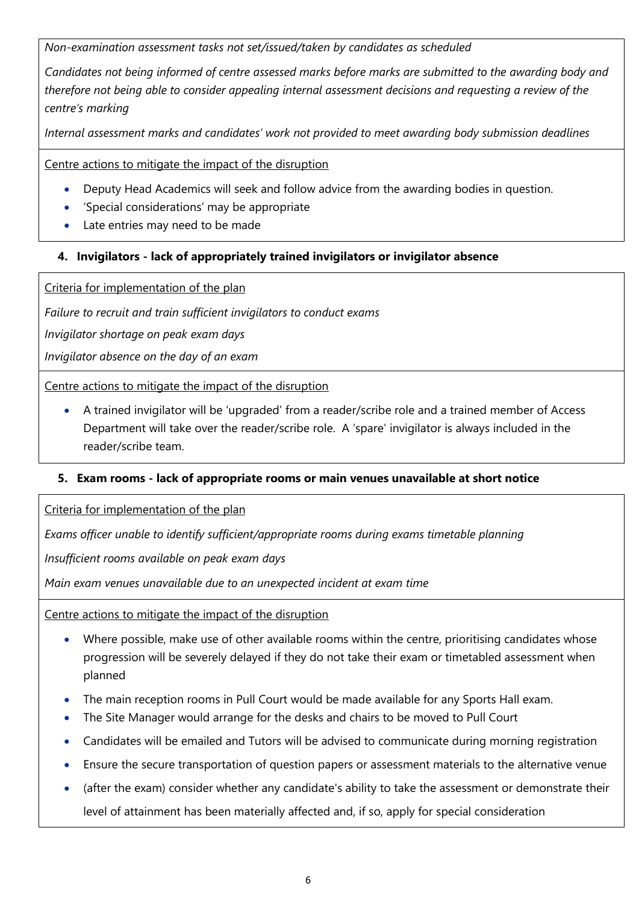*Non-examination assessment tasks not set/issued/taken by candidates as scheduled*

*Candidates not being informed of centre assessed marks before marks are submitted to the awarding body and therefore not being able to consider appealing internal assessment decisions and requesting a review of the centre's marking*

*Internal assessment marks and candidates' work not provided to meet awarding body submission deadlines*

Centre actions to mitigate the impact of the disruption

- Deputy Head Academics will seek and follow advice from the awarding bodies in question.
- 'Special considerations' may be appropriate
- Late entries may need to be made

### 4. Invigilators - lack of appropriately trained invigilators or invigilator absence

Criteria for implementation of the plan

*Failure to recruit and train sufficient invigilators to conduct exams*

*Invigilator shortage on peak exam days*

*Invigilator absence on the day of an exam*

Centre actions to mitigate the impact of the disruption

- A trained invigilator will be 'upgraded' from a reader/scribe role and a trained member of Access Department will take over the reader/scribe role. A 'spare' invigilator is always included in the reader/scribe team.

### 5. Exam rooms - lack of appropriate rooms or main venues unavailable at short notice

Criteria for implementation of the plan

*Exams officer unable to identify sufficient/appropriate rooms during exams timetable planning*

*Insufficient rooms available on peak exam days*

*Main exam venues unavailable due to an unexpected incident at exam time*

Centre actions to mitigate the impact of the disruption

- Where possible, make use of other available rooms within the centre, prioritising candidates whose progression will be severely delayed if they do not take their exam or timetabled assessment when planned
- The main reception rooms in Pull Court would be made available for any Sports Hall exam.
- The Site Manager would arrange for the desks and chairs to be moved to Pull Court
- Candidates will be emailed and Tutors will be advised to communicate during morning registration
- Ensure the secure transportation of question papers or assessment materials to the alternative venue
- (after the exam) consider whether any candidate's ability to take the assessment or demonstrate their level of attainment has been materially affected and, if so, apply for special consideration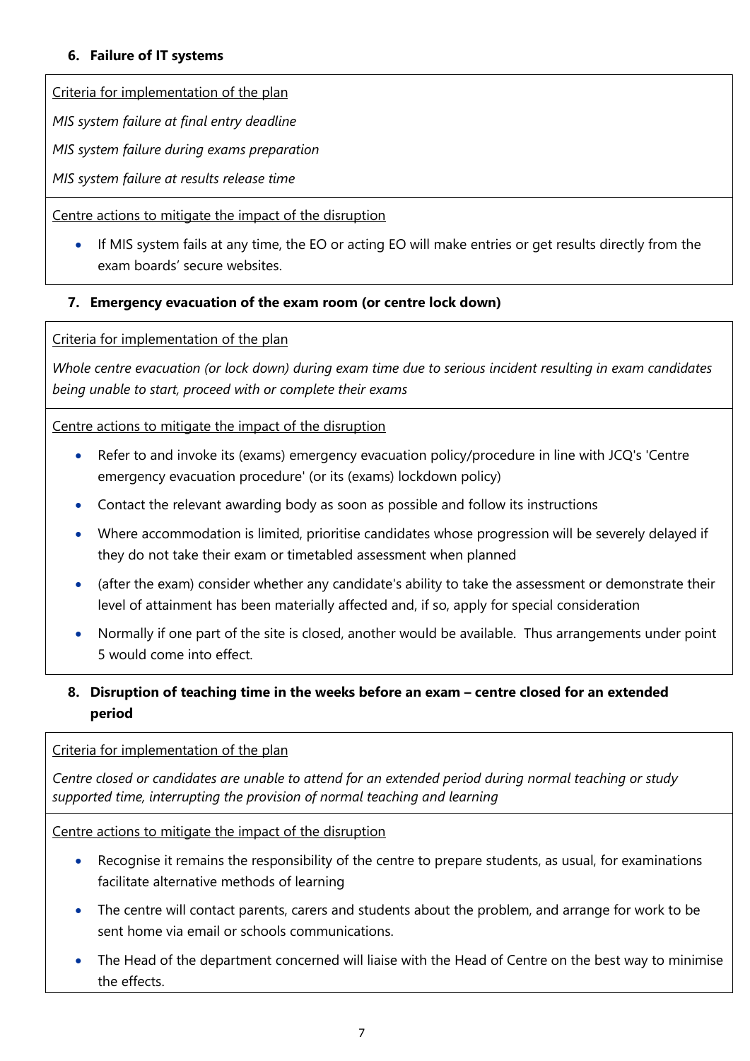### 6. Failure of IT systems

Criteria for implementation of the plan

*MIS system failure at final entry deadline*

*MIS system failure during exams preparation*

*MIS system failure at results release time*

Centre actions to mitigate the impact of the disruption

- If MIS system fails at any time, the EO or acting EO will make entries or get results directly from the exam boards' secure websites.

### 7. Emergency evacuation of the exam room (or centre lock down)

Criteria for implementation of the plan

*Whole centre evacuation (or lock down) during exam time due to serious incident resulting in exam candidates being unable to start, proceed with or complete their exams*

Centre actions to mitigate the impact of the disruption

- Refer to and invoke its (exams) emergency evacuation policy/procedure in line with JCQ's 'Centre emergency evacuation procedure' (or its (exams) lockdown policy)
- Contact the relevant awarding body as soon as possible and follow its instructions
- Where accommodation is limited, prioritise candidates whose progression will be severely delayed if they do not take their exam or timetabled assessment when planned
- (after the exam) consider whether any candidate's ability to take the assessment or demonstrate their level of attainment has been materially affected and, if so, apply for special consideration
- Normally if one part of the site is closed, another would be available. Thus arrangements under point 5 would come into effect.

### 8. Disruption of teaching time in the weeks before an exam – centre closed for an extended period

Criteria for implementation of the plan

*Centre closed or candidates are unable to attend for an extended period during normal teaching or study supported time, interrupting the provision of normal teaching and learning*

Centre actions to mitigate the impact of the disruption

- Recognise it remains the responsibility of the centre to prepare students, as usual, for examinations facilitate alternative methods of learning
- The centre will contact parents, carers and students about the problem, and arrange for work to be sent home via email or schools communications.
- The Head of the department concerned will liaise with the Head of Centre on the best way to minimise the effects.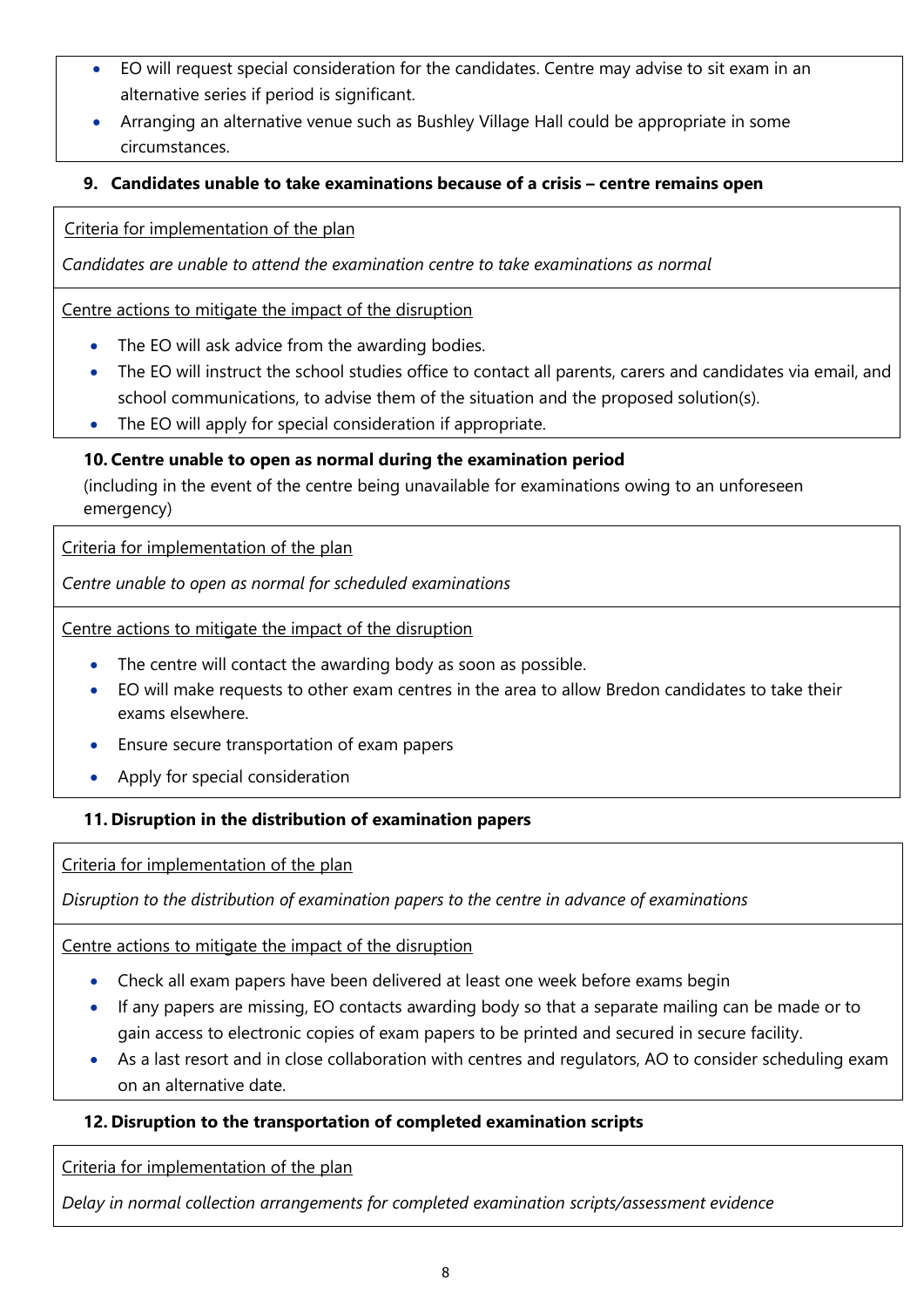- EO will request special consideration for the candidates. Centre may advise to sit exam in an alternative series if period is significant.
- Arranging an alternative venue such as Bushley Village Hall could be appropriate in some circumstances.

### 9. Candidates unable to take examinations because of a crisis – centre remains open

Criteria for implementation of the plan

*Candidates are unable to attend the examination centre to take examinations as normal*

Centre actions to mitigate the impact of the disruption

- The EO will ask advice from the awarding bodies.
- The EO will instruct the school studies office to contact all parents, carers and candidates via email, and school communications, to advise them of the situation and the proposed solution(s).
- The EO will apply for special consideration if appropriate.

### 10. Centre unable to open as normal during the examination period

(including in the event of the centre being unavailable for examinations owing to an unforeseen emergency)

Criteria for implementation of the plan

*Centre unable to open as normal for scheduled examinations*

Centre actions to mitigate the impact of the disruption

- The centre will contact the awarding body as soon as possible.
- EO will make requests to other exam centres in the area to allow Bredon candidates to take their exams elsewhere.
- Ensure secure transportation of exam papers
- Apply for special consideration

### 11. Disruption in the distribution of examination papers

Criteria for implementation of the plan

*Disruption to the distribution of examination papers to the centre in advance of examinations*

Centre actions to mitigate the impact of the disruption

- Check all exam papers have been delivered at least one week before exams begin
- If any papers are missing, EO contacts awarding body so that a separate mailing can be made or to gain access to electronic copies of exam papers to be printed and secured in secure facility.
- As a last resort and in close collaboration with centres and regulators, AO to consider scheduling exam on an alternative date.

### 12. Disruption to the transportation of completed examination scripts

Criteria for implementation of the plan

*Delay in normal collection arrangements for completed examination scripts/assessment evidence*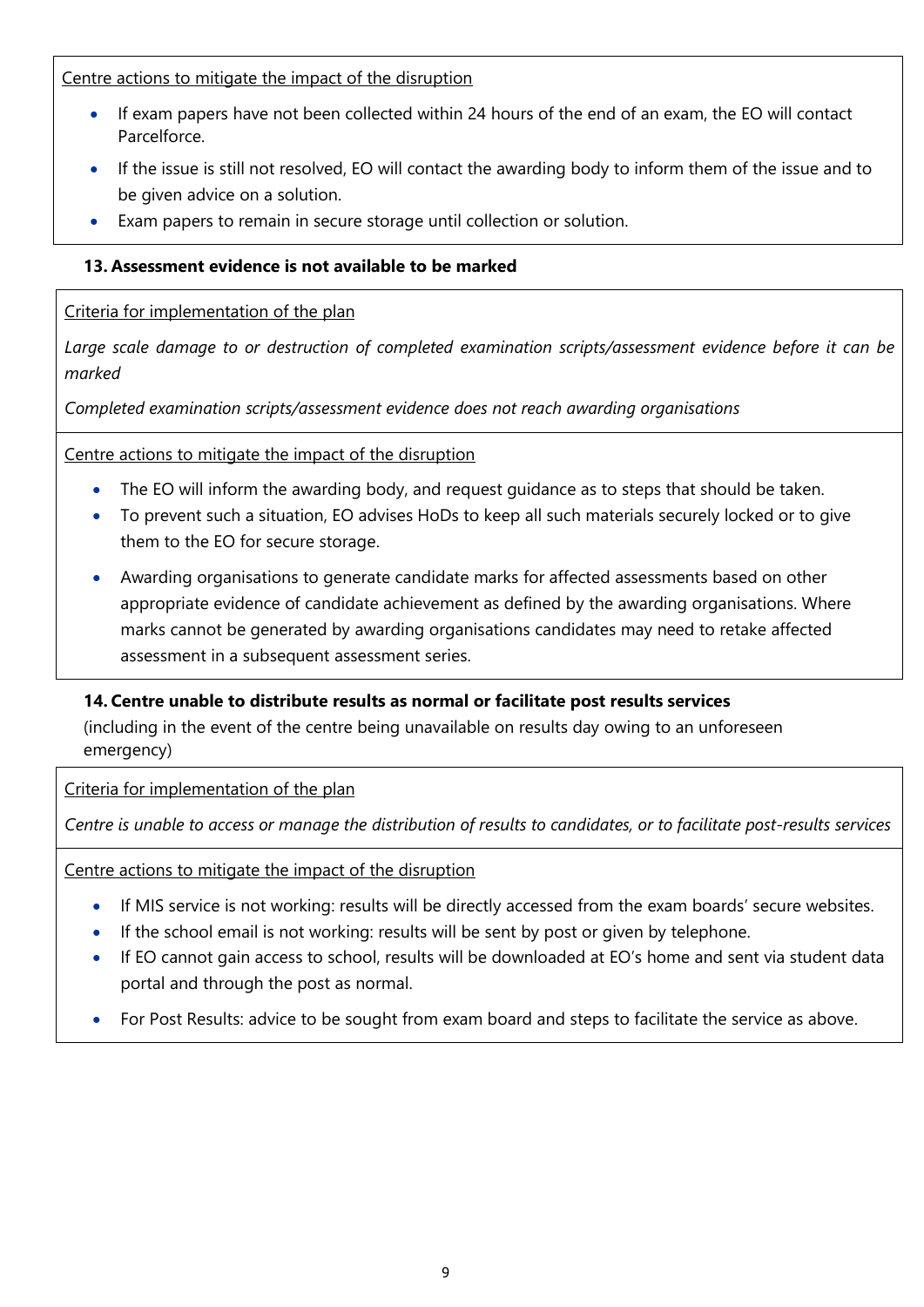Centre actions to mitigate the impact of the disruption

- If exam papers have not been collected within 24 hours of the end of an exam, the EO will contact Parcelforce.
- If the issue is still not resolved, EO will contact the awarding body to inform them of the issue and to be given advice on a solution.
- Exam papers to remain in secure storage until collection or solution.

### 13. Assessment evidence is not available to be marked

Criteria for implementation of the plan

*Large scale damage to or destruction of completed examination scripts/assessment evidence before it can be marked*

*Completed examination scripts/assessment evidence does not reach awarding organisations*

Centre actions to mitigate the impact of the disruption

- The EO will inform the awarding body, and request guidance as to steps that should be taken.
- To prevent such a situation, EO advises HoDs to keep all such materials securely locked or to give them to the EO for secure storage.
- Awarding organisations to generate candidate marks for affected assessments based on other appropriate evidence of candidate achievement as defined by the awarding organisations. Where marks cannot be generated by awarding organisations candidates may need to retake affected assessment in a subsequent assessment series.

### 14. Centre unable to distribute results as normal or facilitate post results services

(including in the event of the centre being unavailable on results day owing to an unforeseen emergency)

Criteria for implementation of the plan

*Centre is unable to access or manage the distribution of results to candidates, or to facilitate post-results services*

Centre actions to mitigate the impact of the disruption

- If MIS service is not working: results will be directly accessed from the exam boards' secure websites.
- If the school email is not working: results will be sent by post or given by telephone.
- If EO cannot gain access to school, results will be downloaded at EO's home and sent via student data portal and through the post as normal.
- For Post Results: advice to be sought from exam board and steps to facilitate the service as above.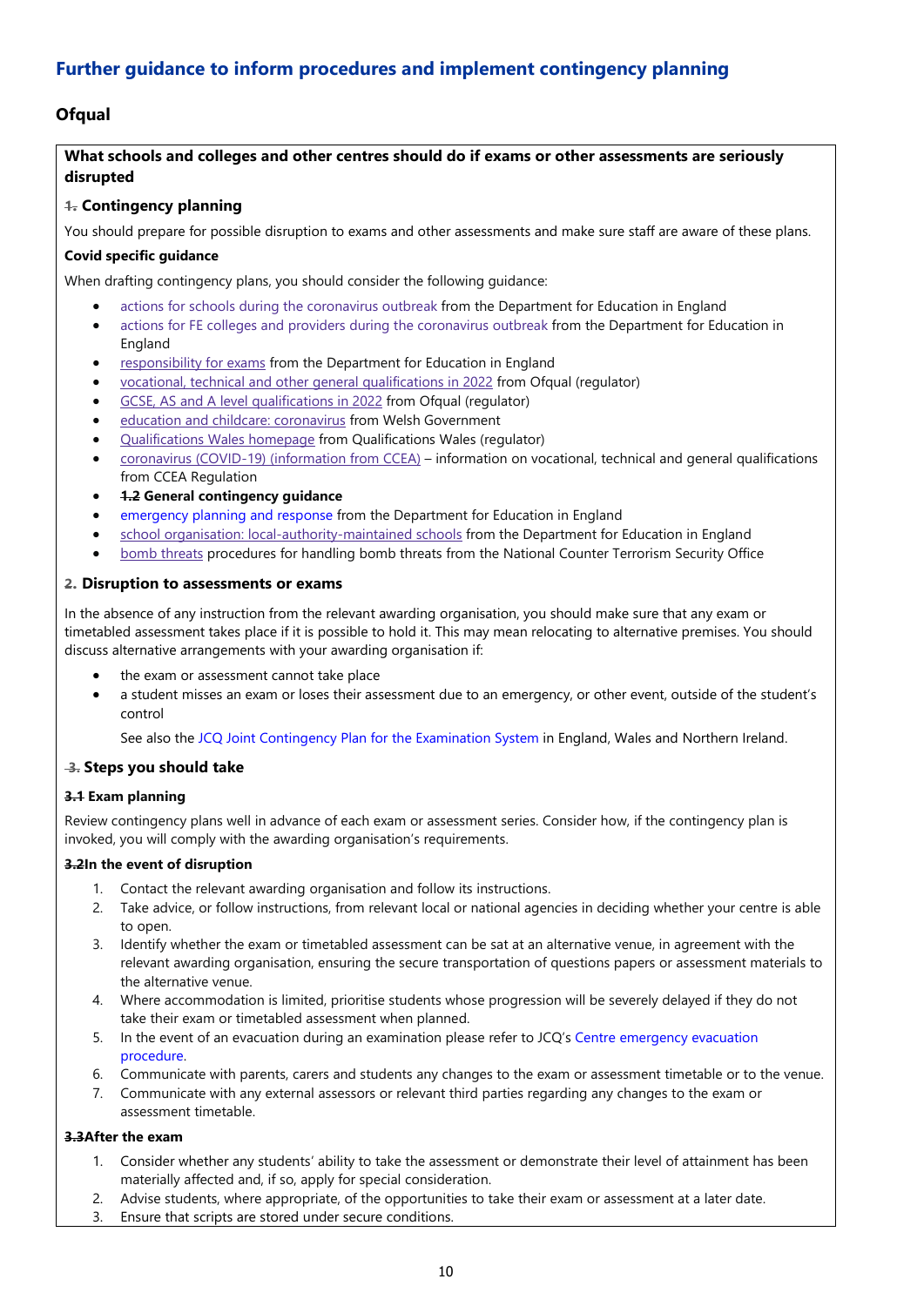## Further guidance to inform procedures and implement contingency planning

### Ofqual

**What schools and colleges and other centres should do if exams or other assessments are seriously disrupted**

**~~1.~~ Contingency planning**

You should prepare for possible disruption to exams and other assessments and make sure staff are aware of these plans.

**Covid specific guidance**

When drafting contingency plans, you should consider the following guidance:

- actions for schools during the coronavirus outbreak from the Department for Education in England
- actions for FE colleges and providers during the coronavirus outbreak from the Department for Education in England
- responsibility for exams from the Department for Education in England
- vocational, technical and other general qualifications in 2022 from Ofqual (regulator)
- GCSE, AS and A level qualifications in 2022 from Ofqual (regulator)
- education and childcare: coronavirus from Welsh Government
- Qualifications Wales homepage from Qualifications Wales (regulator)
- coronavirus (COVID-19) (information from CCEA) – information on vocational, technical and general qualifications from CCEA Regulation
- **~~1.2~~ General contingency guidance**
- emergency planning and response from the Department for Education in England
- school organisation: local-authority-maintained schools from the Department for Education in England
- bomb threats procedures for handling bomb threats from the National Counter Terrorism Security Office

**2. Disruption to assessments or exams**

In the absence of any instruction from the relevant awarding organisation, you should make sure that any exam or timetabled assessment takes place if it is possible to hold it. This may mean relocating to alternative premises. You should discuss alternative arrangements with your awarding organisation if:

- the exam or assessment cannot take place
- a student misses an exam or loses their assessment due to an emergency, or other event, outside of the student's control

  See also the JCQ Joint Contingency Plan for the Examination System in England, Wales and Northern Ireland.

**~~3.~~ Steps you should take**

**~~3.1~~ Exam planning**

Review contingency plans well in advance of each exam or assessment series. Consider how, if the contingency plan is invoked, you will comply with the awarding organisation's requirements.

**~~3.2~~In the event of disruption**

1. Contact the relevant awarding organisation and follow its instructions.
2. Take advice, or follow instructions, from relevant local or national agencies in deciding whether your centre is able to open.
3. Identify whether the exam or timetabled assessment can be sat at an alternative venue, in agreement with the relevant awarding organisation, ensuring the secure transportation of questions papers or assessment materials to the alternative venue.
4. Where accommodation is limited, prioritise students whose progression will be severely delayed if they do not take their exam or timetabled assessment when planned.
5. In the event of an evacuation during an examination please refer to JCQ's Centre emergency evacuation procedure.
6. Communicate with parents, carers and students any changes to the exam or assessment timetable or to the venue.
7. Communicate with any external assessors or relevant third parties regarding any changes to the exam or assessment timetable.

**~~3.3~~After the exam**

1. Consider whether any students' ability to take the assessment or demonstrate their level of attainment has been materially affected and, if so, apply for special consideration.
2. Advise students, where appropriate, of the opportunities to take their exam or assessment at a later date.
3. Ensure that scripts are stored under secure conditions.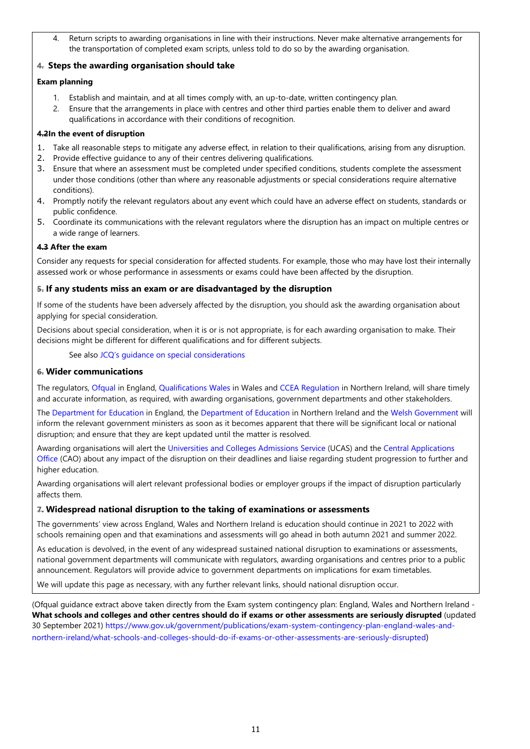4. Return scripts to awarding organisations in line with their instructions. Never make alternative arrangements for the transportation of completed exam scripts, unless told to do so by the awarding organisation.

### 4. Steps the awarding organisation should take

**Exam planning**

1. Establish and maintain, and at all times comply with, an up-to-date, written contingency plan.
2. Ensure that the arrangements in place with centres and other third parties enable them to deliver and award qualifications in accordance with their conditions of recognition.

**4.2 In the event of disruption**

1. Take all reasonable steps to mitigate any adverse effect, in relation to their qualifications, arising from any disruption.
2. Provide effective guidance to any of their centres delivering qualifications.
3. Ensure that where an assessment must be completed under specified conditions, students complete the assessment under those conditions (other than where any reasonable adjustments or special considerations require alternative conditions).
4. Promptly notify the relevant regulators about any event which could have an adverse effect on students, standards or public confidence.
5. Coordinate its communications with the relevant regulators where the disruption has an impact on multiple centres or a wide range of learners.

**4.3 After the exam**

Consider any requests for special consideration for affected students. For example, those who may have lost their internally assessed work or whose performance in assessments or exams could have been affected by the disruption.

### 5. If any students miss an exam or are disadvantaged by the disruption

If some of the students have been adversely affected by the disruption, you should ask the awarding organisation about applying for special consideration.

Decisions about special consideration, when it is or is not appropriate, is for each awarding organisation to make. Their decisions might be different for different qualifications and for different subjects.

See also JCQ's guidance on special considerations

### 6. Wider communications

The regulators, Ofqual in England, Qualifications Wales in Wales and CCEA Regulation in Northern Ireland, will share timely and accurate information, as required, with awarding organisations, government departments and other stakeholders.

The Department for Education in England, the Department of Education in Northern Ireland and the Welsh Government will inform the relevant government ministers as soon as it becomes apparent that there will be significant local or national disruption; and ensure that they are kept updated until the matter is resolved.

Awarding organisations will alert the Universities and Colleges Admissions Service (UCAS) and the Central Applications Office (CAO) about any impact of the disruption on their deadlines and liaise regarding student progression to further and higher education.

Awarding organisations will alert relevant professional bodies or employer groups if the impact of disruption particularly affects them.

### 7. Widespread national disruption to the taking of examinations or assessments

The governments' view across England, Wales and Northern Ireland is education should continue in 2021 to 2022 with schools remaining open and that examinations and assessments will go ahead in both autumn 2021 and summer 2022.

As education is devolved, in the event of any widespread sustained national disruption to examinations or assessments, national government departments will communicate with regulators, awarding organisations and centres prior to a public announcement. Regulators will provide advice to government departments on implications for exam timetables.

We will update this page as necessary, with any further relevant links, should national disruption occur.

(Ofqual guidance extract above taken directly from the Exam system contingency plan: England, Wales and Northern Ireland - **What schools and colleges and other centres should do if exams or other assessments are seriously disrupted** (updated 30 September 2021) https://www.gov.uk/government/publications/exam-system-contingency-plan-england-wales-and-northern-ireland/what-schools-and-colleges-should-do-if-exams-or-other-assessments-are-seriously-disrupted)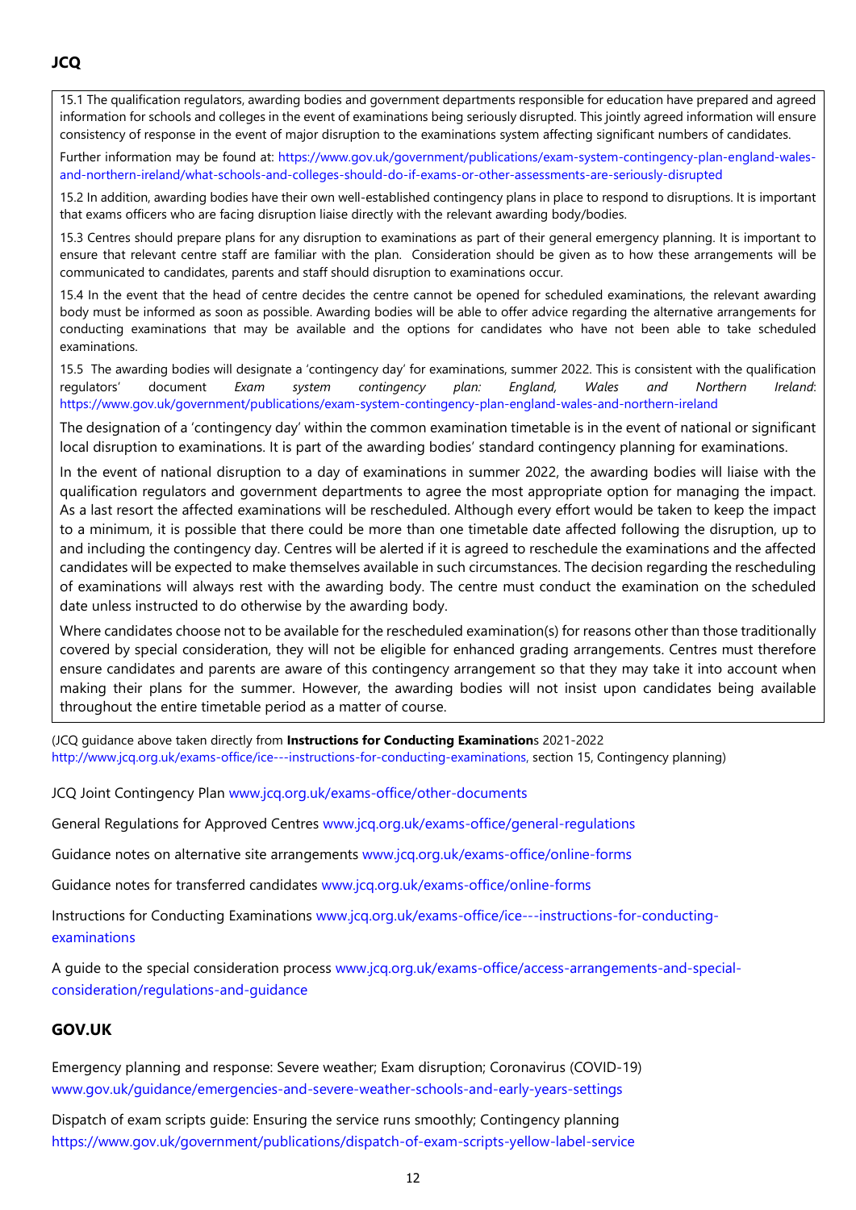## JCQ

15.1 The qualification regulators, awarding bodies and government departments responsible for education have prepared and agreed information for schools and colleges in the event of examinations being seriously disrupted. This jointly agreed information will ensure consistency of response in the event of major disruption to the examinations system affecting significant numbers of candidates.

Further information may be found at: https://www.gov.uk/government/publications/exam-system-contingency-plan-england-wales-and-northern-ireland/what-schools-and-colleges-should-do-if-exams-or-other-assessments-are-seriously-disrupted

15.2 In addition, awarding bodies have their own well-established contingency plans in place to respond to disruptions. It is important that exams officers who are facing disruption liaise directly with the relevant awarding body/bodies.

15.3 Centres should prepare plans for any disruption to examinations as part of their general emergency planning. It is important to ensure that relevant centre staff are familiar with the plan. Consideration should be given as to how these arrangements will be communicated to candidates, parents and staff should disruption to examinations occur.

15.4 In the event that the head of centre decides the centre cannot be opened for scheduled examinations, the relevant awarding body must be informed as soon as possible. Awarding bodies will be able to offer advice regarding the alternative arrangements for conducting examinations that may be available and the options for candidates who have not been able to take scheduled examinations.

15.5 The awarding bodies will designate a 'contingency day' for examinations, summer 2022. This is consistent with the qualification regulators' document *Exam system contingency plan: England, Wales and Northern Ireland*: https://www.gov.uk/government/publications/exam-system-contingency-plan-england-wales-and-northern-ireland

The designation of a 'contingency day' within the common examination timetable is in the event of national or significant local disruption to examinations. It is part of the awarding bodies' standard contingency planning for examinations.

In the event of national disruption to a day of examinations in summer 2022, the awarding bodies will liaise with the qualification regulators and government departments to agree the most appropriate option for managing the impact. As a last resort the affected examinations will be rescheduled. Although every effort would be taken to keep the impact to a minimum, it is possible that there could be more than one timetable date affected following the disruption, up to and including the contingency day. Centres will be alerted if it is agreed to reschedule the examinations and the affected candidates will be expected to make themselves available in such circumstances. The decision regarding the rescheduling of examinations will always rest with the awarding body. The centre must conduct the examination on the scheduled date unless instructed to do otherwise by the awarding body.

Where candidates choose not to be available for the rescheduled examination(s) for reasons other than those traditionally covered by special consideration, they will not be eligible for enhanced grading arrangements. Centres must therefore ensure candidates and parents are aware of this contingency arrangement so that they may take it into account when making their plans for the summer. However, the awarding bodies will not insist upon candidates being available throughout the entire timetable period as a matter of course.

(JCQ guidance above taken directly from **Instructions for Conducting Examinations** 2021-2022 http://www.jcq.org.uk/exams-office/ice---instructions-for-conducting-examinations, section 15, Contingency planning)

JCQ Joint Contingency Plan www.jcq.org.uk/exams-office/other-documents

General Regulations for Approved Centres www.jcq.org.uk/exams-office/general-regulations

Guidance notes on alternative site arrangements www.jcq.org.uk/exams-office/online-forms

Guidance notes for transferred candidates www.jcq.org.uk/exams-office/online-forms

Instructions for Conducting Examinations www.jcq.org.uk/exams-office/ice---instructions-for-conducting-examinations

A guide to the special consideration process www.jcq.org.uk/exams-office/access-arrangements-and-special-consideration/regulations-and-guidance

## GOV.UK

Emergency planning and response: Severe weather; Exam disruption; Coronavirus (COVID-19) www.gov.uk/guidance/emergencies-and-severe-weather-schools-and-early-years-settings

Dispatch of exam scripts guide: Ensuring the service runs smoothly; Contingency planning https://www.gov.uk/government/publications/dispatch-of-exam-scripts-yellow-label-service